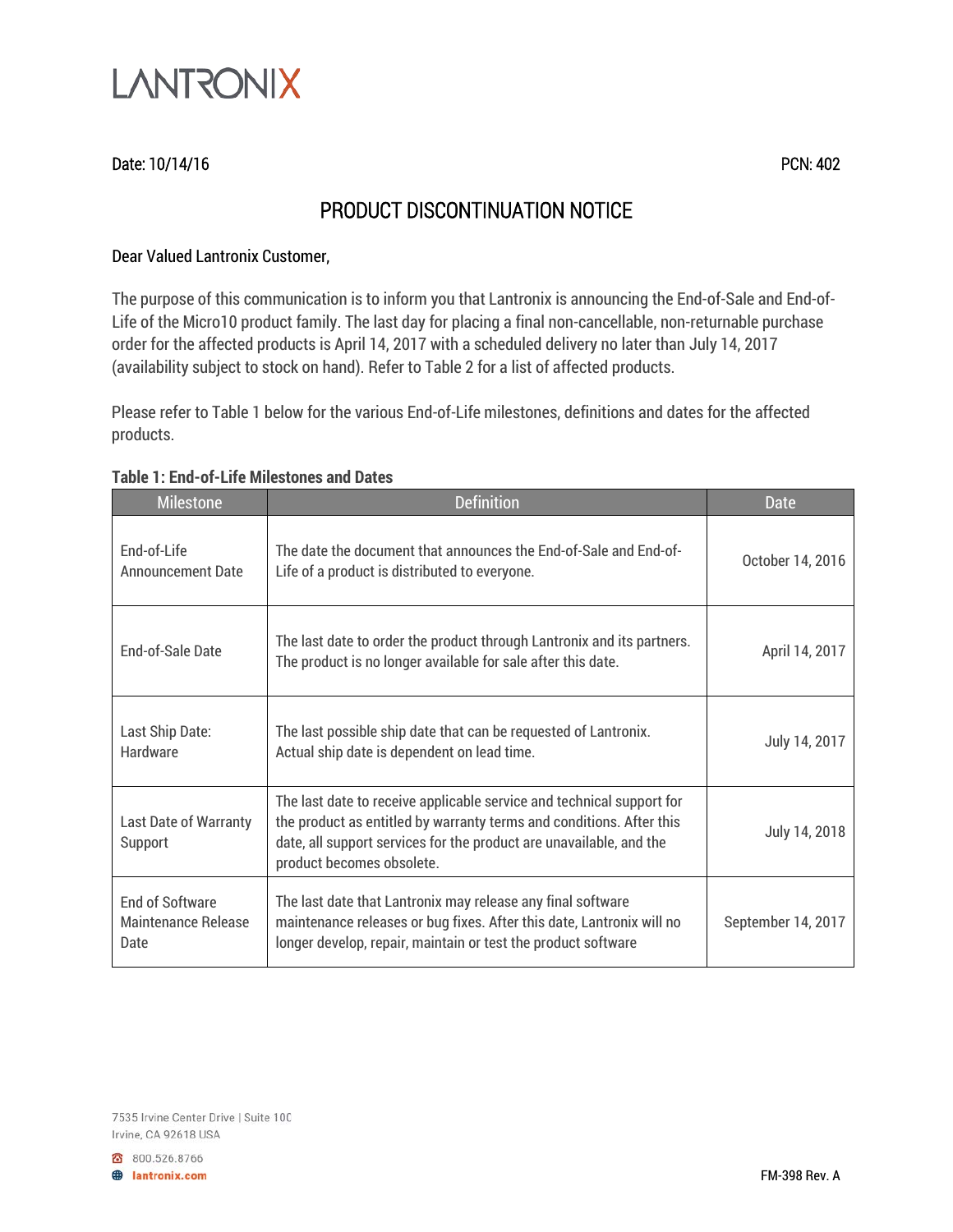LANTRONIX

Date: 10/14/16 PCN: 402

# PRODUCT DISCONTINUATION NOTICE

Dear Valued Lantronix Customer,

The purpose of this communication is to inform you that Lantronix is announcing the End-of-Sale and End-of-Life of the Micro10 product family. The last day for placing a final non-cancellable, non-returnable purchase order for the affected products is April 14, 2017 with a scheduled delivery no later than July 14, 2017 (availability subject to stock on hand). Refer to Table 2 for a list of affected products.

Please refer to Table 1 below for the various End-of-Life milestones, definitions and dates for the affected products.

**Table 1: End-of-Life Milestones and Dates**

| Milestone | Definition | Date |
| --- | --- | --- |
| End-of-Life Announcement Date | The date the document that announces the End-of-Sale and End-of-Life of a product is distributed to everyone. | October 14, 2016 |
| End-of-Sale Date | The last date to order the product through Lantronix and its partners. The product is no longer available for sale after this date. | April 14, 2017 |
| Last Ship Date: Hardware | The last possible ship date that can be requested of Lantronix. Actual ship date is dependent on lead time. | July 14, 2017 |
| Last Date of Warranty Support | The last date to receive applicable service and technical support for the product as entitled by warranty terms and conditions. After this date, all support services for the product are unavailable, and the product becomes obsolete. | July 14, 2018 |
| End of Software Maintenance Release Date | The last date that Lantronix may release any final software maintenance releases or bug fixes. After this date, Lantronix will no longer develop, repair, maintain or test the product software | September 14, 2017 |

7535 Irvine Center Drive | Suite 100
Irvine, CA 92618 USA

800.526.8766
lantronix.com

FM-398 Rev. A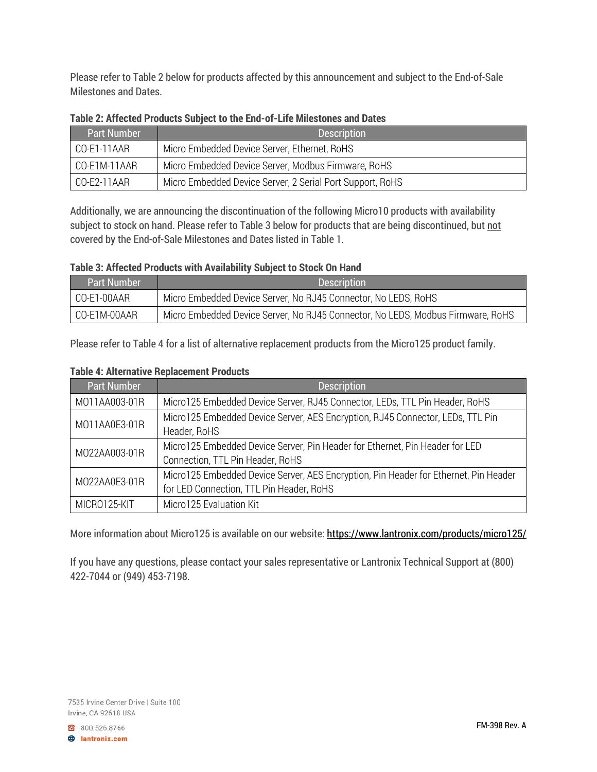Please refer to Table 2 below for products affected by this announcement and subject to the End-of-Sale Milestones and Dates.

**Table 2: Affected Products Subject to the End-of-Life Milestones and Dates**

| Part Number | Description |
|---|---|
| CO-E1-11AAR | Micro Embedded Device Server, Ethernet, RoHS |
| CO-E1M-11AAR | Micro Embedded Device Server, Modbus Firmware, RoHS |
| CO-E2-11AAR | Micro Embedded Device Server, 2 Serial Port Support, RoHS |

Additionally, we are announcing the discontinuation of the following Micro10 products with availability subject to stock on hand. Please refer to Table 3 below for products that are being discontinued, but not covered by the End-of-Sale Milestones and Dates listed in Table 1.

**Table 3: Affected Products with Availability Subject to Stock On Hand**

| Part Number | Description |
|---|---|
| CO-E1-00AAR | Micro Embedded Device Server, No RJ45 Connector, No LEDS, RoHS |
| CO-E1M-00AAR | Micro Embedded Device Server, No RJ45 Connector, No LEDS, Modbus Firmware, RoHS |

Please refer to Table 4 for a list of alternative replacement products from the Micro125 product family.

**Table 4: Alternative Replacement Products**

| Part Number | Description |
|---|---|
| MO11AA003-01R | Micro125 Embedded Device Server, RJ45 Connector, LEDs, TTL Pin Header, RoHS |
| MO11AA0E3-01R | Micro125 Embedded Device Server, AES Encryption, RJ45 Connector, LEDs, TTL Pin Header, RoHS |
| MO22AA003-01R | Micro125 Embedded Device Server, Pin Header for Ethernet, Pin Header for LED Connection, TTL Pin Header, RoHS |
| MO22AA0E3-01R | Micro125 Embedded Device Server, AES Encryption, Pin Header for Ethernet, Pin Header for LED Connection, TTL Pin Header, RoHS |
| MICRO125-KIT | Micro125 Evaluation Kit |

More information about Micro125 is available on our website: https://www.lantronix.com/products/micro125/

If you have any questions, please contact your sales representative or Lantronix Technical Support at (800) 422-7044 or (949) 453-7198.

7535 Irvine Center Drive | Suite 100
Irvine, CA 92618 USA

800.526.8766
lantronix.com

FM-398 Rev. A